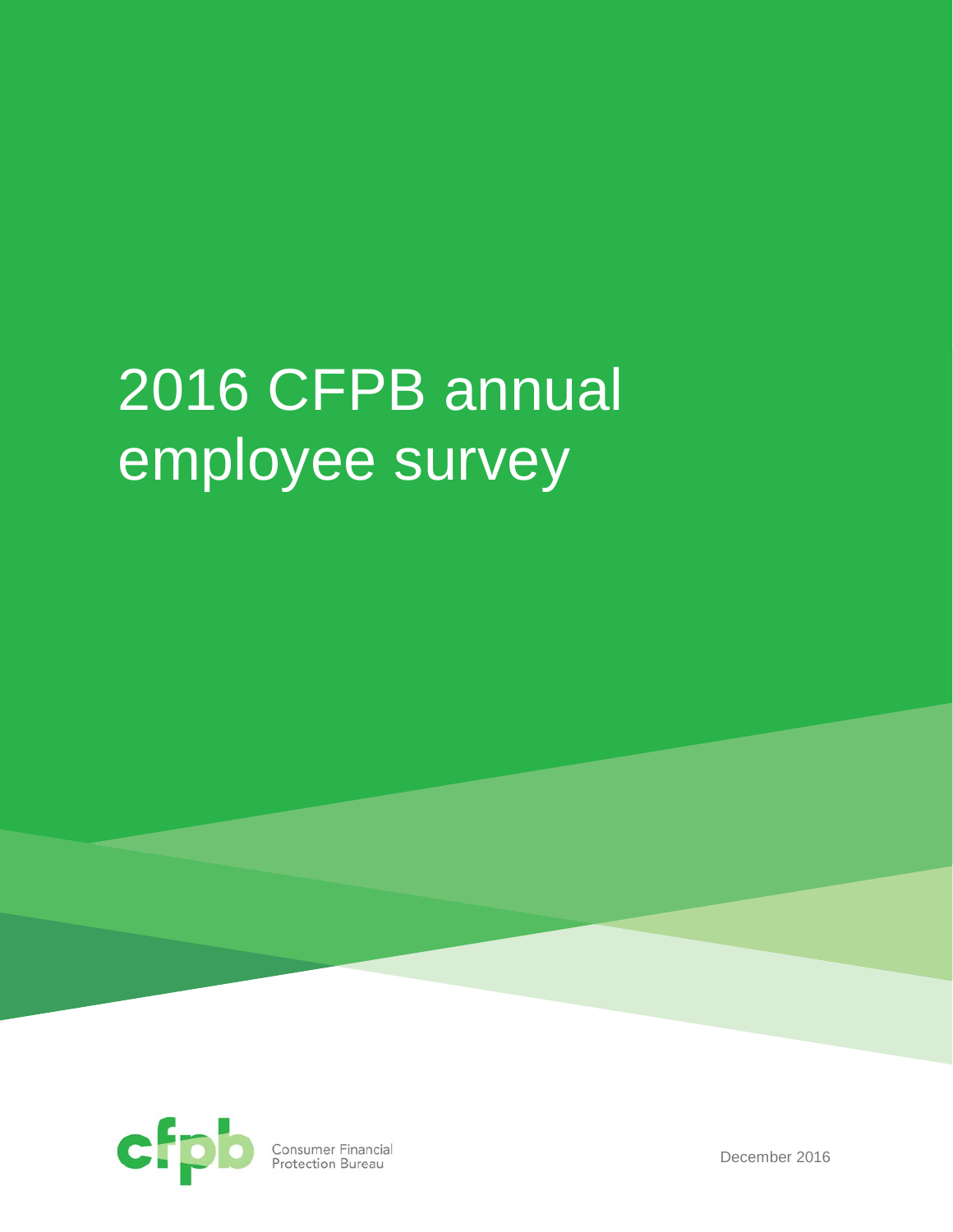# 2016 CFPB annual employee survey

Consumer Financial Protection Bureau

December 2016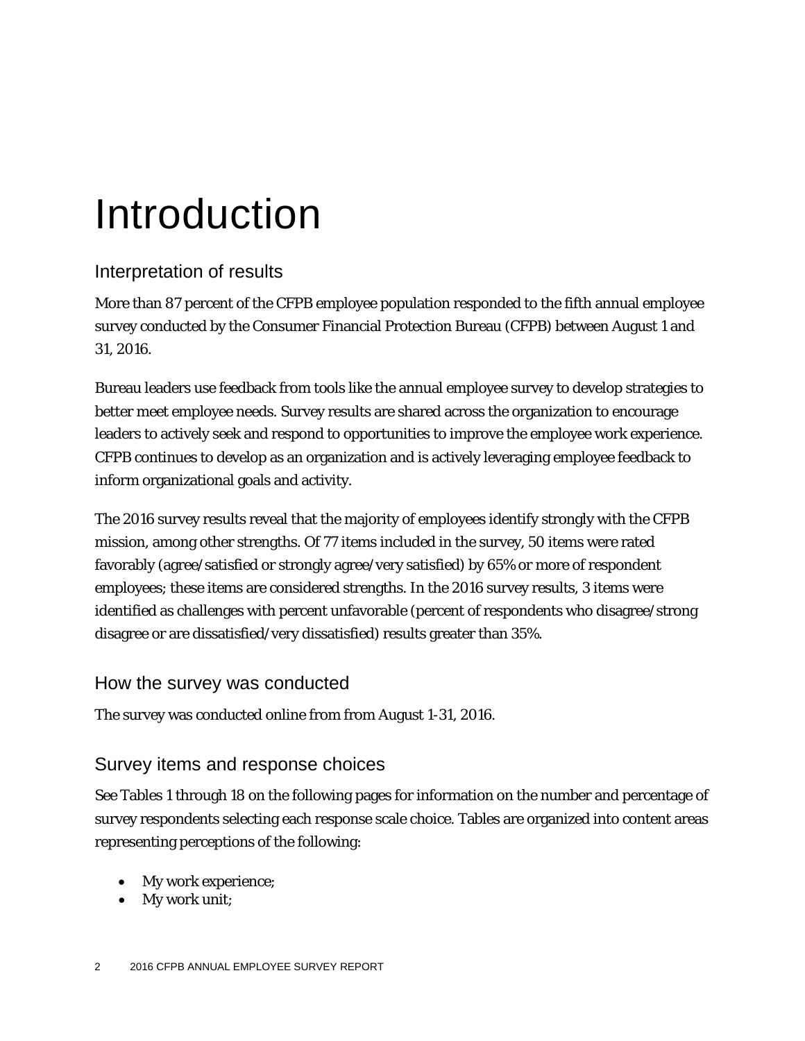# Introduction

## Interpretation of results

More than 87 percent of the CFPB employee population responded to the fifth annual employee survey conducted by the Consumer Financial Protection Bureau (CFPB) between August 1 and 31, 2016.

Bureau leaders use feedback from tools like the annual employee survey to develop strategies to better meet employee needs. Survey results are shared across the organization to encourage leaders to actively seek and respond to opportunities to improve the employee work experience. CFPB continues to develop as an organization and is actively leveraging employee feedback to inform organizational goals and activity.

The 2016 survey results reveal that the majority of employees identify strongly with the CFPB mission, among other strengths. Of 77 items included in the survey, 50 items were rated favorably (agree/satisfied or strongly agree/very satisfied) by 65% or more of respondent employees; these items are considered strengths. In the 2016 survey results, 3 items were identified as challenges with percent unfavorable (percent of respondents who disagree/strong disagree or are dissatisfied/very dissatisfied) results greater than 35%.

## How the survey was conducted

The survey was conducted online from from August 1-31, 2016.

## Survey items and response choices

See Tables 1 through 18 on the following pages for information on the number and percentage of survey respondents selecting each response scale choice. Tables are organized into content areas representing perceptions of the following:

- My work experience;
- My work unit;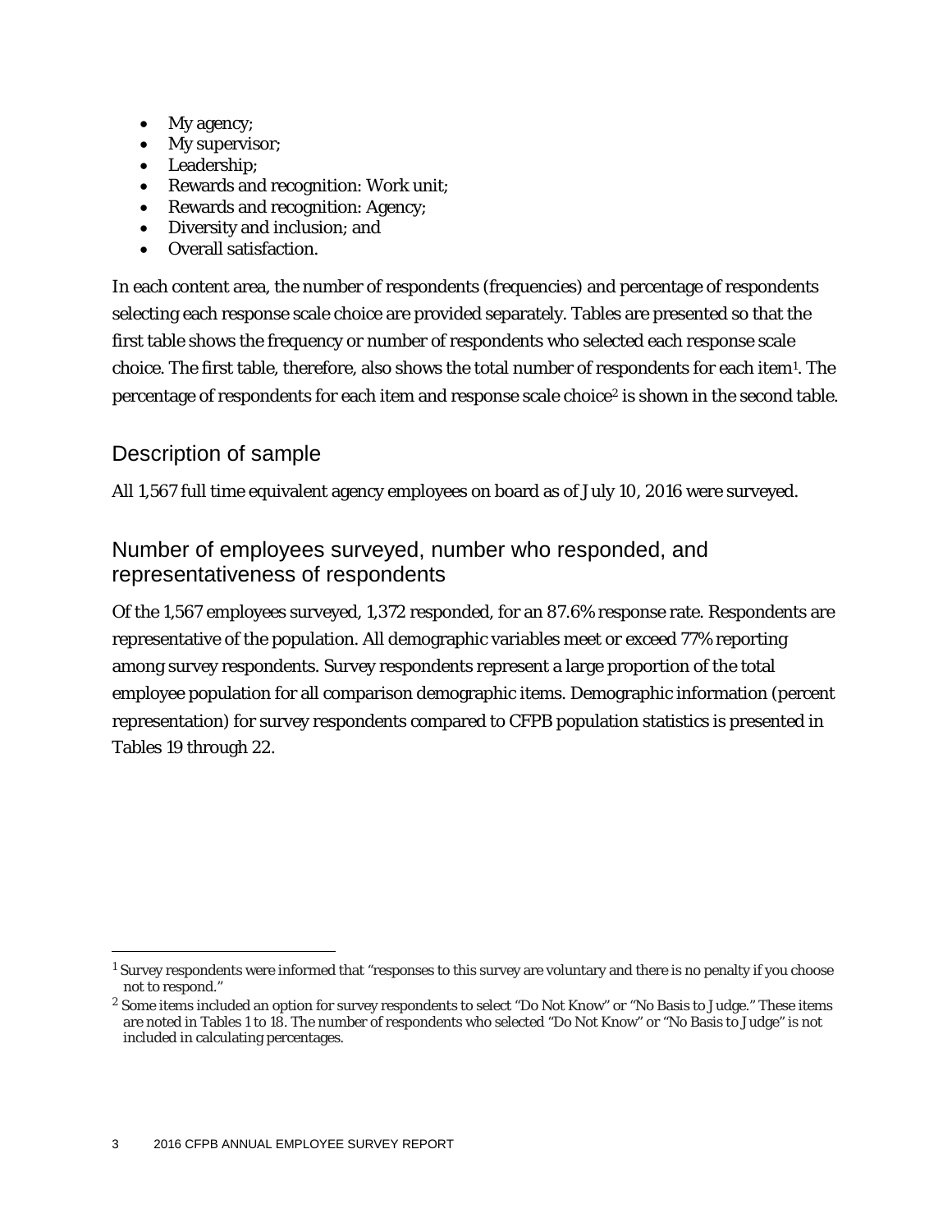- My agency;
- My supervisor;
- Leadership;
- Rewards and recognition: Work unit;
- Rewards and recognition: Agency;
- Diversity and inclusion; and
- Overall satisfaction.

In each content area, the number of respondents (frequencies) and percentage of respondents selecting each response scale choice are provided separately. Tables are presented so that the first table shows the frequency or number of respondents who selected each response scale choice. The first table, therefore, also shows the total number of respondents for each item[1]. The percentage of respondents for each item and response scale choice[2] is shown in the second table.

## Description of sample

All 1,567 full time equivalent agency employees on board as of July 10, 2016 were surveyed.

## Number of employees surveyed, number who responded, and representativeness of respondents

Of the 1,567 employees surveyed, 1,372 responded, for an 87.6% response rate. Respondents are representative of the population. All demographic variables meet or exceed 77% reporting among survey respondents. Survey respondents represent a large proportion of the total employee population for all comparison demographic items. Demographic information (percent representation) for survey respondents compared to CFPB population statistics is presented in Tables 19 through 22.

---

[1] Survey respondents were informed that "responses to this survey are voluntary and there is no penalty if you choose not to respond."

[2] Some items included an option for survey respondents to select "Do Not Know" or "No Basis to Judge." These items are noted in Tables 1 to 18. The number of respondents who selected "Do Not Know" or "No Basis to Judge" is not included in calculating percentages.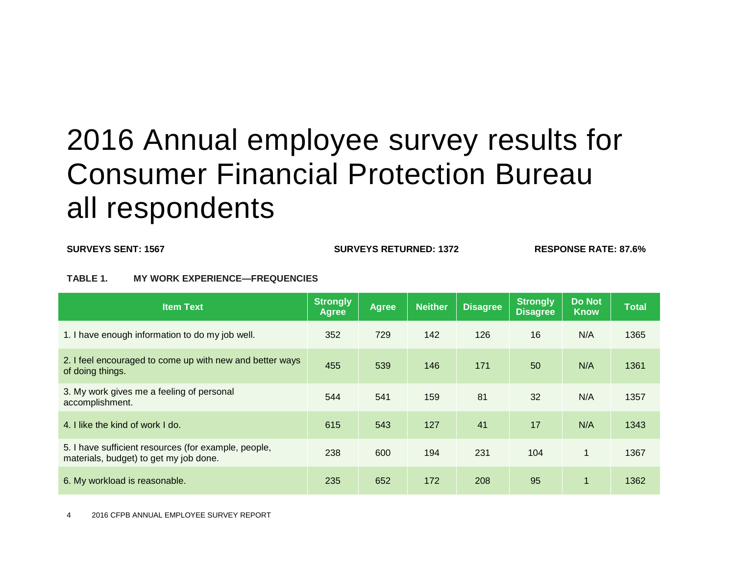# 2016 Annual employee survey results for Consumer Financial Protection Bureau all respondents

**SURVEYS SENT: 1567** **SURVEYS RETURNED: 1372** **RESPONSE RATE: 87.6%**

**TABLE 1. MY WORK EXPERIENCE—FREQUENCIES**

| Item Text | Strongly Agree | Agree | Neither | Disagree | Strongly Disagree | Do Not Know | Total |
|---|---|---|---|---|---|---|---|
| 1. I have enough information to do my job well. | 352 | 729 | 142 | 126 | 16 | N/A | 1365 |
| 2. I feel encouraged to come up with new and better ways of doing things. | 455 | 539 | 146 | 171 | 50 | N/A | 1361 |
| 3. My work gives me a feeling of personal accomplishment. | 544 | 541 | 159 | 81 | 32 | N/A | 1357 |
| 4. I like the kind of work I do. | 615 | 543 | 127 | 41 | 17 | N/A | 1343 |
| 5. I have sufficient resources (for example, people, materials, budget) to get my job done. | 238 | 600 | 194 | 231 | 104 | 1 | 1367 |
| 6. My workload is reasonable. | 235 | 652 | 172 | 208 | 95 | 1 | 1362 |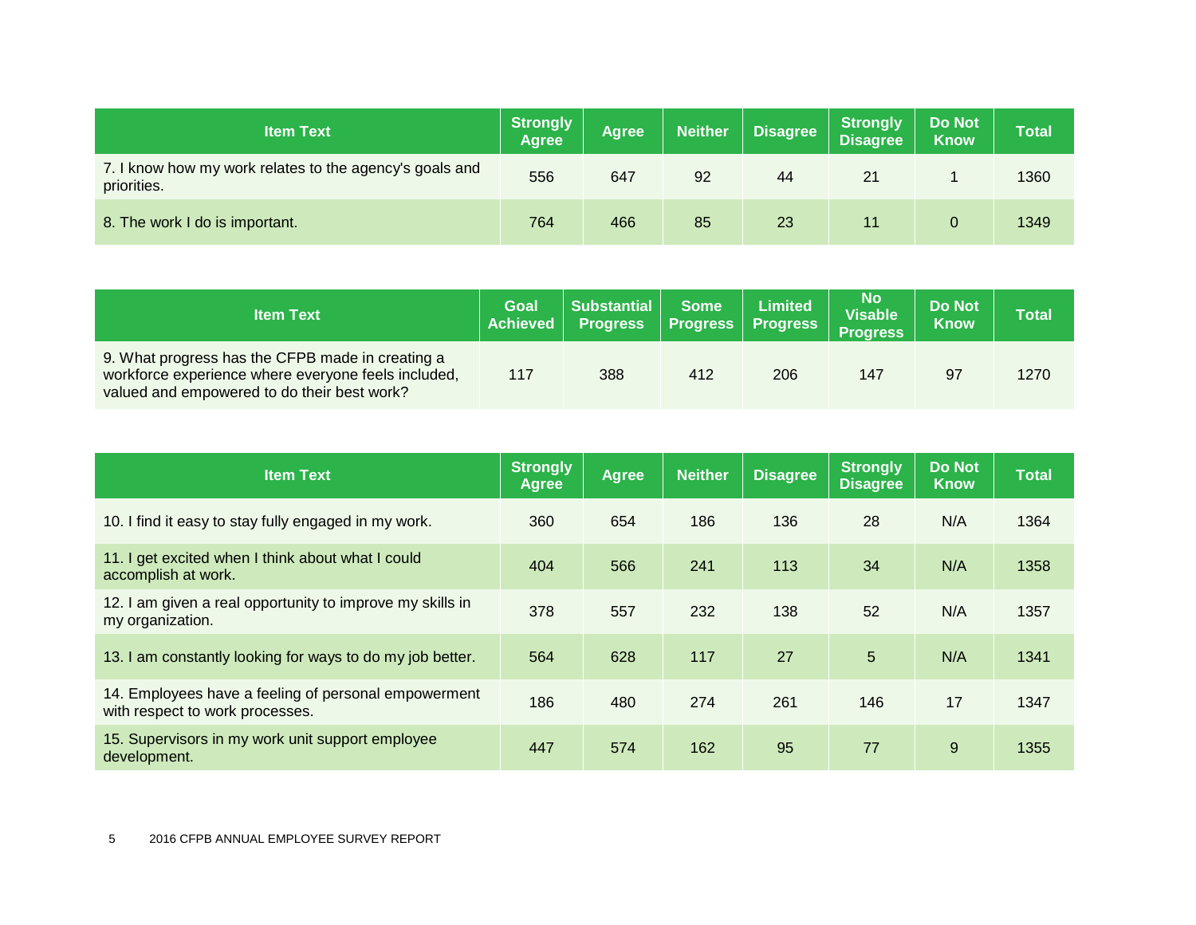| Item Text | Strongly Agree | Agree | Neither | Disagree | Strongly Disagree | Do Not Know | Total |
|---|---|---|---|---|---|---|---|
| 7. I know how my work relates to the agency's goals and priorities. | 556 | 647 | 92 | 44 | 21 | 1 | 1360 |
| 8. The work I do is important. | 764 | 466 | 85 | 23 | 11 | 0 | 1349 |

| Item Text | Goal Achieved | Substantial Progress | Some Progress | Limited Progress | No Visable Progress | Do Not Know | Total |
|---|---|---|---|---|---|---|---|
| 9. What progress has the CFPB made in creating a workforce experience where everyone feels included, valued and empowered to do their best work? | 117 | 388 | 412 | 206 | 147 | 97 | 1270 |

| Item Text | Strongly Agree | Agree | Neither | Disagree | Strongly Disagree | Do Not Know | Total |
|---|---|---|---|---|---|---|---|
| 10. I find it easy to stay fully engaged in my work. | 360 | 654 | 186 | 136 | 28 | N/A | 1364 |
| 11. I get excited when I think about what I could accomplish at work. | 404 | 566 | 241 | 113 | 34 | N/A | 1358 |
| 12. I am given a real opportunity to improve my skills in my organization. | 378 | 557 | 232 | 138 | 52 | N/A | 1357 |
| 13. I am constantly looking for ways to do my job better. | 564 | 628 | 117 | 27 | 5 | N/A | 1341 |
| 14. Employees have a feeling of personal empowerment with respect to work processes. | 186 | 480 | 274 | 261 | 146 | 17 | 1347 |
| 15. Supervisors in my work unit support employee development. | 447 | 574 | 162 | 95 | 77 | 9 | 1355 |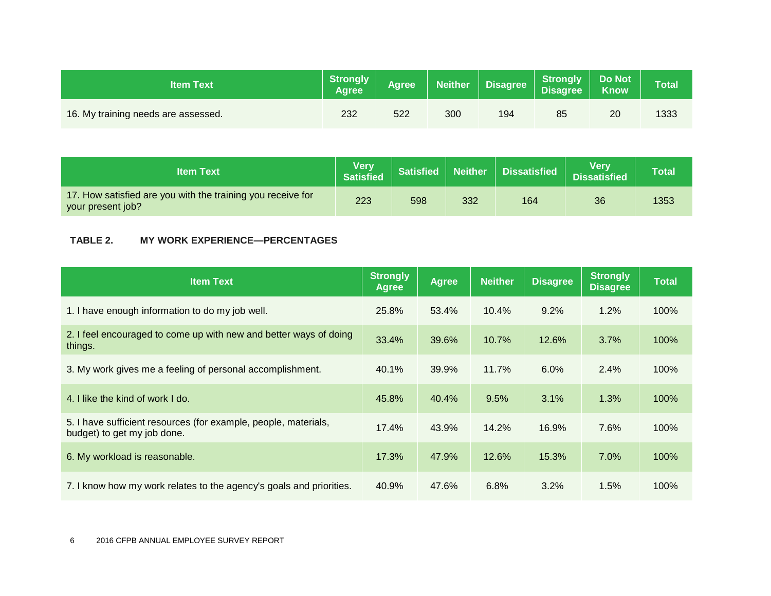| Item Text | Strongly Agree | Agree | Neither | Disagree | Strongly Disagree | Do Not Know | Total |
|---|---|---|---|---|---|---|---|
| 16. My training needs are assessed. | 232 | 522 | 300 | 194 | 85 | 20 | 1333 |

| Item Text | Very Satisfied | Satisfied | Neither | Dissatisfied | Very Dissatisfied | Total |
|---|---|---|---|---|---|---|
| 17. How satisfied are you with the training you receive for your present job? | 223 | 598 | 332 | 164 | 36 | 1353 |

**TABLE 2. MY WORK EXPERIENCE—PERCENTAGES**

| Item Text | Strongly Agree | Agree | Neither | Disagree | Strongly Disagree | Total |
|---|---|---|---|---|---|---|
| 1. I have enough information to do my job well. | 25.8% | 53.4% | 10.4% | 9.2% | 1.2% | 100% |
| 2. I feel encouraged to come up with new and better ways of doing things. | 33.4% | 39.6% | 10.7% | 12.6% | 3.7% | 100% |
| 3. My work gives me a feeling of personal accomplishment. | 40.1% | 39.9% | 11.7% | 6.0% | 2.4% | 100% |
| 4. I like the kind of work I do. | 45.8% | 40.4% | 9.5% | 3.1% | 1.3% | 100% |
| 5. I have sufficient resources (for example, people, materials, budget) to get my job done. | 17.4% | 43.9% | 14.2% | 16.9% | 7.6% | 100% |
| 6. My workload is reasonable. | 17.3% | 47.9% | 12.6% | 15.3% | 7.0% | 100% |
| 7. I know how my work relates to the agency's goals and priorities. | 40.9% | 47.6% | 6.8% | 3.2% | 1.5% | 100% |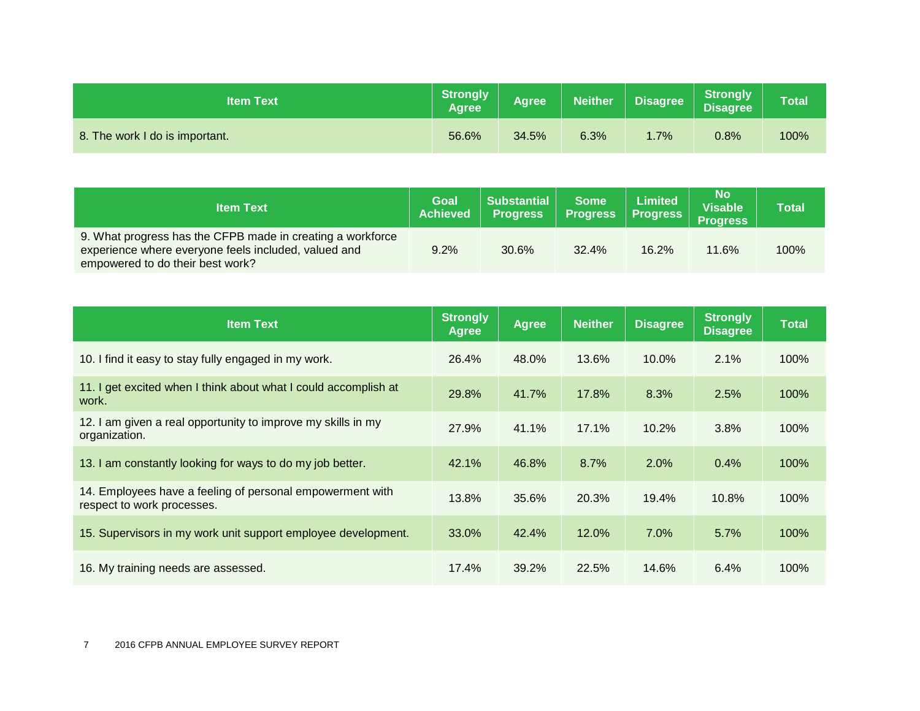| Item Text | Strongly Agree | Agree | Neither | Disagree | Strongly Disagree | Total |
|---|---|---|---|---|---|---|
| 8. The work I do is important. | 56.6% | 34.5% | 6.3% | 1.7% | 0.8% | 100% |

| Item Text | Goal Achieved | Substantial Progress | Some Progress | Limited Progress | No Visable Progress | Total |
|---|---|---|---|---|---|---|
| 9. What progress has the CFPB made in creating a workforce experience where everyone feels included, valued and empowered to do their best work? | 9.2% | 30.6% | 32.4% | 16.2% | 11.6% | 100% |

| Item Text | Strongly Agree | Agree | Neither | Disagree | Strongly Disagree | Total |
|---|---|---|---|---|---|---|
| 10. I find it easy to stay fully engaged in my work. | 26.4% | 48.0% | 13.6% | 10.0% | 2.1% | 100% |
| 11. I get excited when I think about what I could accomplish at work. | 29.8% | 41.7% | 17.8% | 8.3% | 2.5% | 100% |
| 12. I am given a real opportunity to improve my skills in my organization. | 27.9% | 41.1% | 17.1% | 10.2% | 3.8% | 100% |
| 13. I am constantly looking for ways to do my job better. | 42.1% | 46.8% | 8.7% | 2.0% | 0.4% | 100% |
| 14. Employees have a feeling of personal empowerment with respect to work processes. | 13.8% | 35.6% | 20.3% | 19.4% | 10.8% | 100% |
| 15. Supervisors in my work unit support employee development. | 33.0% | 42.4% | 12.0% | 7.0% | 5.7% | 100% |
| 16. My training needs are assessed. | 17.4% | 39.2% | 22.5% | 14.6% | 6.4% | 100% |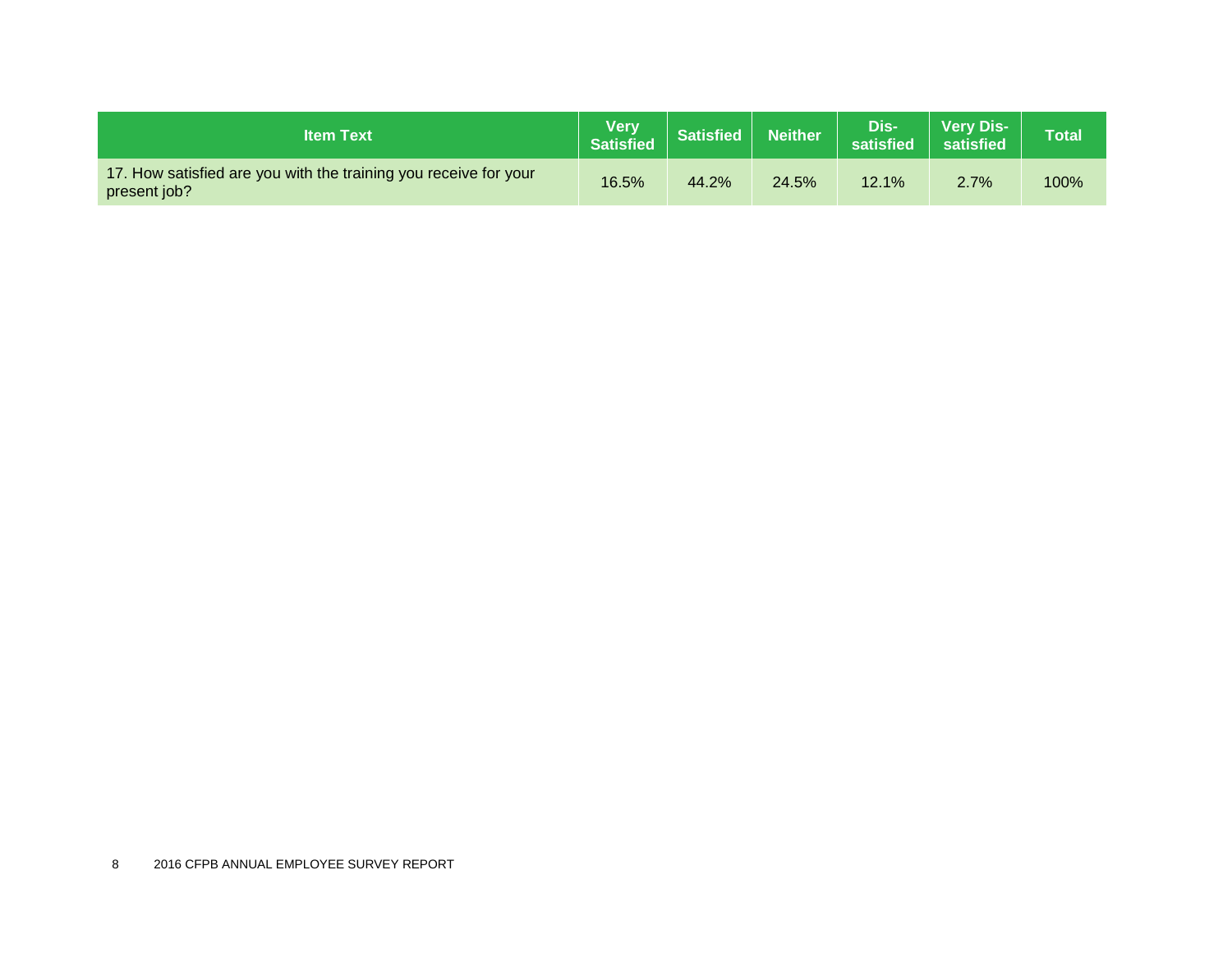| Item Text | Very Satisfied | Satisfied | Neither | Dis-satisfied | Very Dis-satisfied | Total |
|---|---|---|---|---|---|---|
| 17. How satisfied are you with the training you receive for your present job? | 16.5% | 44.2% | 24.5% | 12.1% | 2.7% | 100% |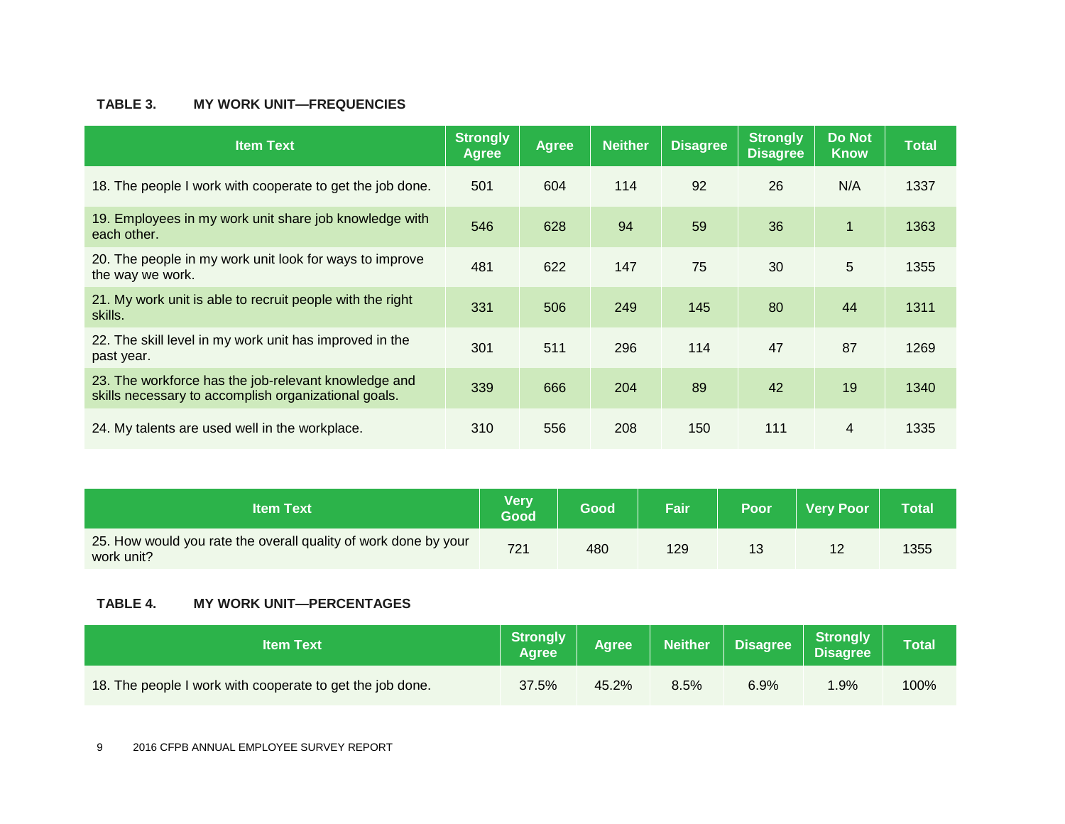**TABLE 3. MY WORK UNIT—FREQUENCIES**

| Item Text | Strongly Agree | Agree | Neither | Disagree | Strongly Disagree | Do Not Know | Total |
|---|---|---|---|---|---|---|---|
| 18. The people I work with cooperate to get the job done. | 501 | 604 | 114 | 92 | 26 | N/A | 1337 |
| 19. Employees in my work unit share job knowledge with each other. | 546 | 628 | 94 | 59 | 36 | 1 | 1363 |
| 20. The people in my work unit look for ways to improve the way we work. | 481 | 622 | 147 | 75 | 30 | 5 | 1355 |
| 21. My work unit is able to recruit people with the right skills. | 331 | 506 | 249 | 145 | 80 | 44 | 1311 |
| 22. The skill level in my work unit has improved in the past year. | 301 | 511 | 296 | 114 | 47 | 87 | 1269 |
| 23. The workforce has the job-relevant knowledge and skills necessary to accomplish organizational goals. | 339 | 666 | 204 | 89 | 42 | 19 | 1340 |
| 24. My talents are used well in the workplace. | 310 | 556 | 208 | 150 | 111 | 4 | 1335 |

| Item Text | Very Good | Good | Fair | Poor | Very Poor | Total |
|---|---|---|---|---|---|---|
| 25. How would you rate the overall quality of work done by your work unit? | 721 | 480 | 129 | 13 | 12 | 1355 |

**TABLE 4. MY WORK UNIT—PERCENTAGES**

| Item Text | Strongly Agree | Agree | Neither | Disagree | Strongly Disagree | Total |
|---|---|---|---|---|---|---|
| 18. The people I work with cooperate to get the job done. | 37.5% | 45.2% | 8.5% | 6.9% | 1.9% | 100% |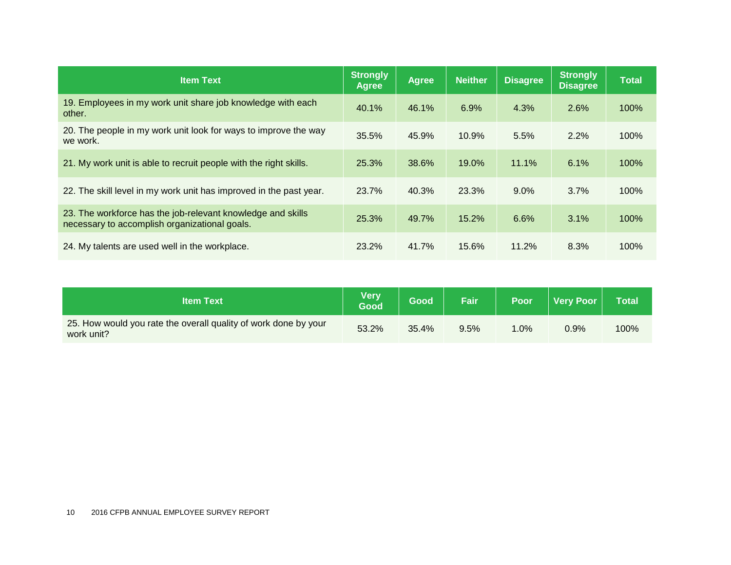| Item Text | Strongly Agree | Agree | Neither | Disagree | Strongly Disagree | Total |
|---|---|---|---|---|---|---|
| 19. Employees in my work unit share job knowledge with each other. | 40.1% | 46.1% | 6.9% | 4.3% | 2.6% | 100% |
| 20. The people in my work unit look for ways to improve the way we work. | 35.5% | 45.9% | 10.9% | 5.5% | 2.2% | 100% |
| 21. My work unit is able to recruit people with the right skills. | 25.3% | 38.6% | 19.0% | 11.1% | 6.1% | 100% |
| 22. The skill level in my work unit has improved in the past year. | 23.7% | 40.3% | 23.3% | 9.0% | 3.7% | 100% |
| 23. The workforce has the job-relevant knowledge and skills necessary to accomplish organizational goals. | 25.3% | 49.7% | 15.2% | 6.6% | 3.1% | 100% |
| 24. My talents are used well in the workplace. | 23.2% | 41.7% | 15.6% | 11.2% | 8.3% | 100% |

| Item Text | Very Good | Good | Fair | Poor | Very Poor | Total |
|---|---|---|---|---|---|---|
| 25. How would you rate the overall quality of work done by your work unit? | 53.2% | 35.4% | 9.5% | 1.0% | 0.9% | 100% |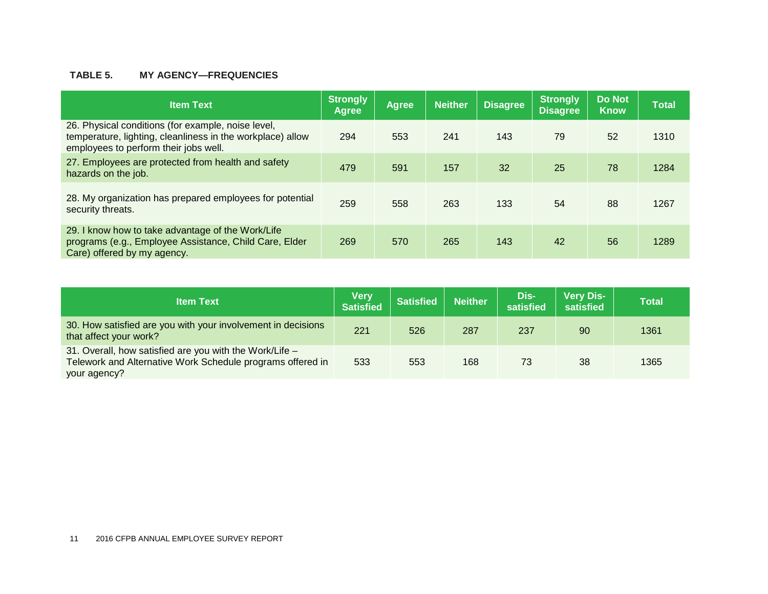**TABLE 5. MY AGENCY—FREQUENCIES**

| Item Text | Strongly Agree | Agree | Neither | Disagree | Strongly Disagree | Do Not Know | Total |
|---|---|---|---|---|---|---|---|
| 26. Physical conditions (for example, noise level, temperature, lighting, cleanliness in the workplace) allow employees to perform their jobs well. | 294 | 553 | 241 | 143 | 79 | 52 | 1310 |
| 27. Employees are protected from health and safety hazards on the job. | 479 | 591 | 157 | 32 | 25 | 78 | 1284 |
| 28. My organization has prepared employees for potential security threats. | 259 | 558 | 263 | 133 | 54 | 88 | 1267 |
| 29. I know how to take advantage of the Work/Life programs (e.g., Employee Assistance, Child Care, Elder Care) offered by my agency. | 269 | 570 | 265 | 143 | 42 | 56 | 1289 |

| Item Text | Very Satisfied | Satisfied | Neither | Dis-satisfied | Very Dis-satisfied | Total |
|---|---|---|---|---|---|---|
| 30. How satisfied are you with your involvement in decisions that affect your work? | 221 | 526 | 287 | 237 | 90 | 1361 |
| 31. Overall, how satisfied are you with the Work/Life – Telework and Alternative Work Schedule programs offered in your agency? | 533 | 553 | 168 | 73 | 38 | 1365 |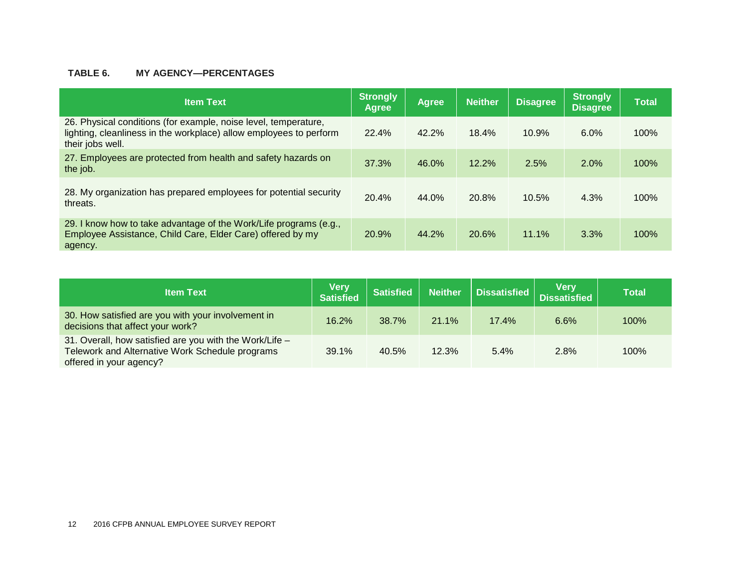**TABLE 6. MY AGENCY—PERCENTAGES**

| Item Text | Strongly Agree | Agree | Neither | Disagree | Strongly Disagree | Total |
|---|---|---|---|---|---|---|
| 26. Physical conditions (for example, noise level, temperature, lighting, cleanliness in the workplace) allow employees to perform their jobs well. | 22.4% | 42.2% | 18.4% | 10.9% | 6.0% | 100% |
| 27. Employees are protected from health and safety hazards on the job. | 37.3% | 46.0% | 12.2% | 2.5% | 2.0% | 100% |
| 28. My organization has prepared employees for potential security threats. | 20.4% | 44.0% | 20.8% | 10.5% | 4.3% | 100% |
| 29. I know how to take advantage of the Work/Life programs (e.g., Employee Assistance, Child Care, Elder Care) offered by my agency. | 20.9% | 44.2% | 20.6% | 11.1% | 3.3% | 100% |

| Item Text | Very Satisfied | Satisfied | Neither | Dissatisfied | Very Dissatisfied | Total |
|---|---|---|---|---|---|---|
| 30. How satisfied are you with your involvement in decisions that affect your work? | 16.2% | 38.7% | 21.1% | 17.4% | 6.6% | 100% |
| 31. Overall, how satisfied are you with the Work/Life – Telework and Alternative Work Schedule programs offered in your agency? | 39.1% | 40.5% | 12.3% | 5.4% | 2.8% | 100% |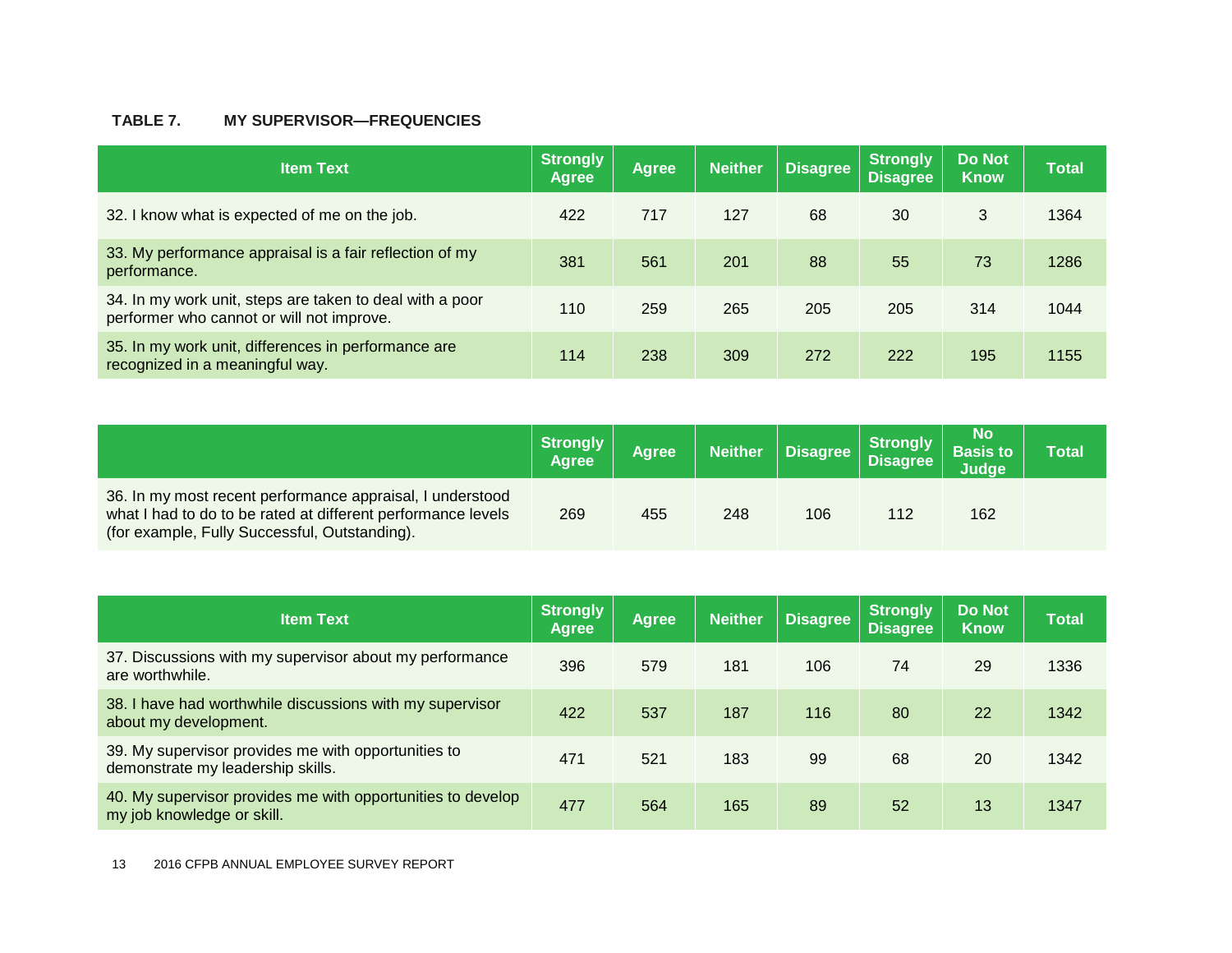**TABLE 7. MY SUPERVISOR—FREQUENCIES**

| Item Text | Strongly Agree | Agree | Neither | Disagree | Strongly Disagree | Do Not Know | Total |
|---|---|---|---|---|---|---|---|
| 32. I know what is expected of me on the job. | 422 | 717 | 127 | 68 | 30 | 3 | 1364 |
| 33. My performance appraisal is a fair reflection of my performance. | 381 | 561 | 201 | 88 | 55 | 73 | 1286 |
| 34. In my work unit, steps are taken to deal with a poor performer who cannot or will not improve. | 110 | 259 | 265 | 205 | 205 | 314 | 1044 |
| 35. In my work unit, differences in performance are recognized in a meaningful way. | 114 | 238 | 309 | 272 | 222 | 195 | 1155 |

| | Strongly Agree | Agree | Neither | Disagree | Strongly Disagree | No Basis to Judge | Total |
|---|---|---|---|---|---|---|---|
| 36. In my most recent performance appraisal, I understood what I had to do to be rated at different performance levels (for example, Fully Successful, Outstanding). | 269 | 455 | 248 | 106 | 112 | 162 | |

| Item Text | Strongly Agree | Agree | Neither | Disagree | Strongly Disagree | Do Not Know | Total |
|---|---|---|---|---|---|---|---|
| 37. Discussions with my supervisor about my performance are worthwhile. | 396 | 579 | 181 | 106 | 74 | 29 | 1336 |
| 38. I have had worthwhile discussions with my supervisor about my development. | 422 | 537 | 187 | 116 | 80 | 22 | 1342 |
| 39. My supervisor provides me with opportunities to demonstrate my leadership skills. | 471 | 521 | 183 | 99 | 68 | 20 | 1342 |
| 40. My supervisor provides me with opportunities to develop my job knowledge or skill. | 477 | 564 | 165 | 89 | 52 | 13 | 1347 |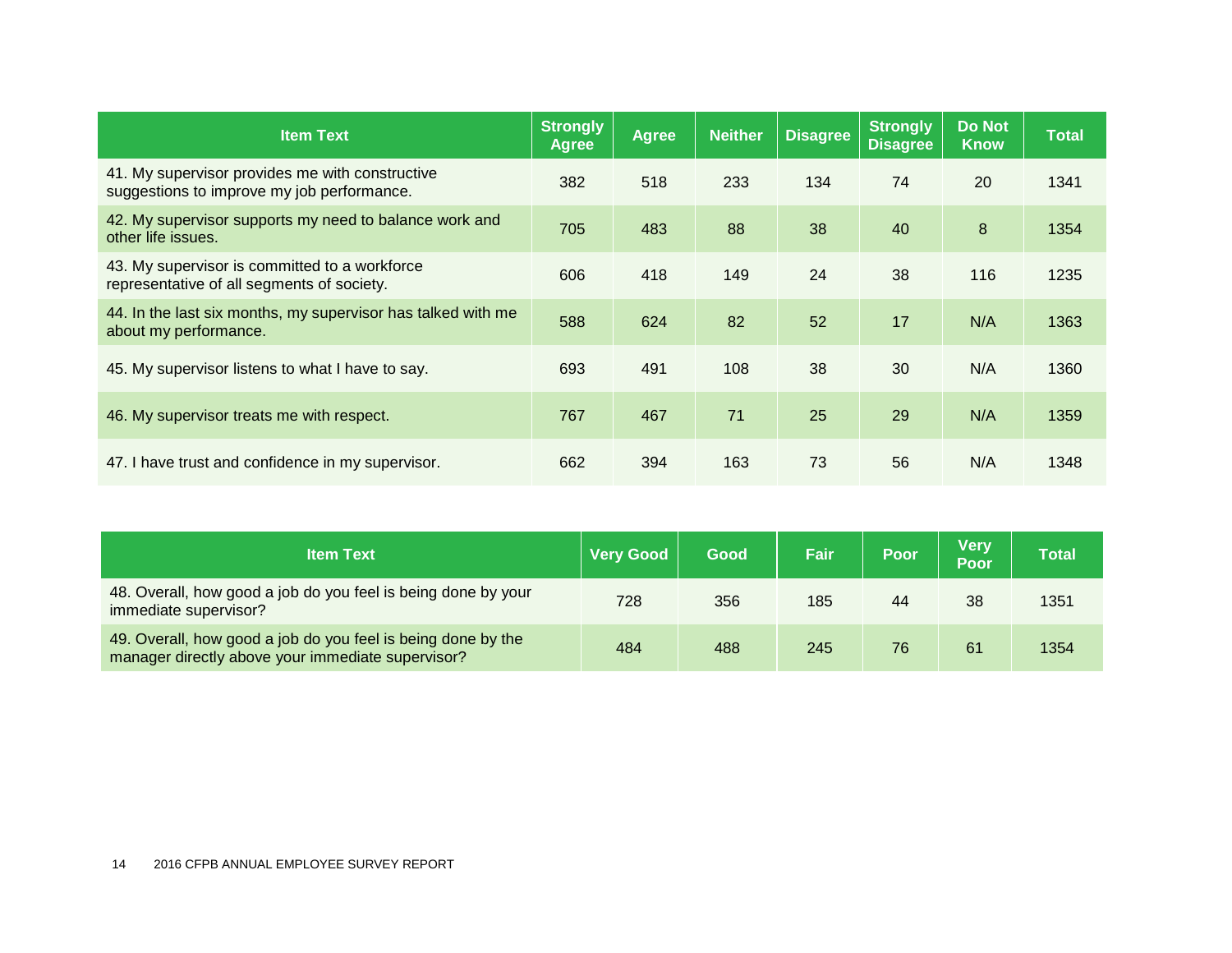| Item Text | Strongly Agree | Agree | Neither | Disagree | Strongly Disagree | Do Not Know | Total |
|---|---|---|---|---|---|---|---|
| 41. My supervisor provides me with constructive suggestions to improve my job performance. | 382 | 518 | 233 | 134 | 74 | 20 | 1341 |
| 42. My supervisor supports my need to balance work and other life issues. | 705 | 483 | 88 | 38 | 40 | 8 | 1354 |
| 43. My supervisor is committed to a workforce representative of all segments of society. | 606 | 418 | 149 | 24 | 38 | 116 | 1235 |
| 44. In the last six months, my supervisor has talked with me about my performance. | 588 | 624 | 82 | 52 | 17 | N/A | 1363 |
| 45. My supervisor listens to what I have to say. | 693 | 491 | 108 | 38 | 30 | N/A | 1360 |
| 46. My supervisor treats me with respect. | 767 | 467 | 71 | 25 | 29 | N/A | 1359 |
| 47. I have trust and confidence in my supervisor. | 662 | 394 | 163 | 73 | 56 | N/A | 1348 |

| Item Text | Very Good | Good | Fair | Poor | Very Poor | Total |
|---|---|---|---|---|---|---|
| 48. Overall, how good a job do you feel is being done by your immediate supervisor? | 728 | 356 | 185 | 44 | 38 | 1351 |
| 49. Overall, how good a job do you feel is being done by the manager directly above your immediate supervisor? | 484 | 488 | 245 | 76 | 61 | 1354 |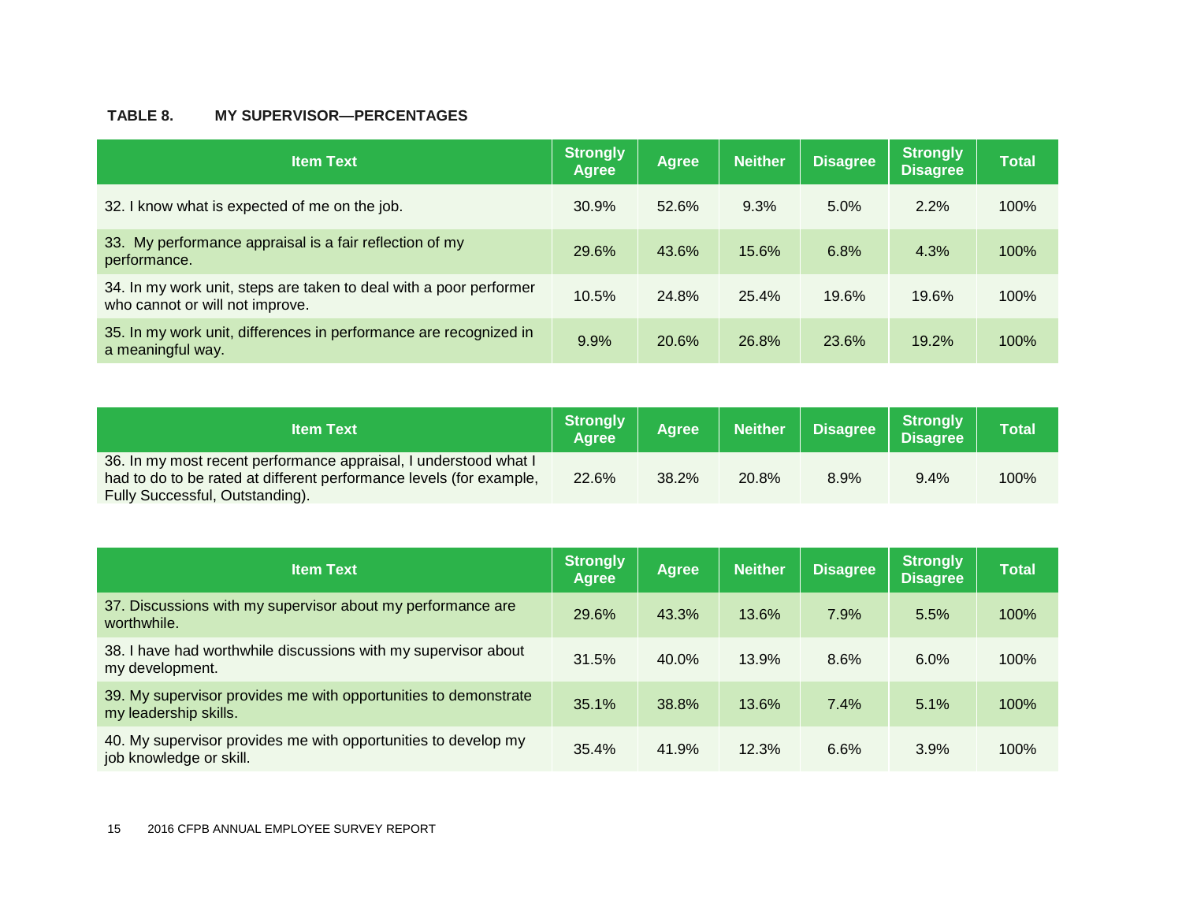**TABLE 8. MY SUPERVISOR—PERCENTAGES**

| Item Text | Strongly Agree | Agree | Neither | Disagree | Strongly Disagree | Total |
|---|---|---|---|---|---|---|
| 32. I know what is expected of me on the job. | 30.9% | 52.6% | 9.3% | 5.0% | 2.2% | 100% |
| 33. My performance appraisal is a fair reflection of my performance. | 29.6% | 43.6% | 15.6% | 6.8% | 4.3% | 100% |
| 34. In my work unit, steps are taken to deal with a poor performer who cannot or will not improve. | 10.5% | 24.8% | 25.4% | 19.6% | 19.6% | 100% |
| 35. In my work unit, differences in performance are recognized in a meaningful way. | 9.9% | 20.6% | 26.8% | 23.6% | 19.2% | 100% |

| Item Text | Strongly Agree | Agree | Neither | Disagree | Strongly Disagree | Total |
|---|---|---|---|---|---|---|
| 36. In my most recent performance appraisal, I understood what I had to do to be rated at different performance levels (for example, Fully Successful, Outstanding). | 22.6% | 38.2% | 20.8% | 8.9% | 9.4% | 100% |

| Item Text | Strongly Agree | Agree | Neither | Disagree | Strongly Disagree | Total |
|---|---|---|---|---|---|---|
| 37. Discussions with my supervisor about my performance are worthwhile. | 29.6% | 43.3% | 13.6% | 7.9% | 5.5% | 100% |
| 38. I have had worthwhile discussions with my supervisor about my development. | 31.5% | 40.0% | 13.9% | 8.6% | 6.0% | 100% |
| 39. My supervisor provides me with opportunities to demonstrate my leadership skills. | 35.1% | 38.8% | 13.6% | 7.4% | 5.1% | 100% |
| 40. My supervisor provides me with opportunities to develop my job knowledge or skill. | 35.4% | 41.9% | 12.3% | 6.6% | 3.9% | 100% |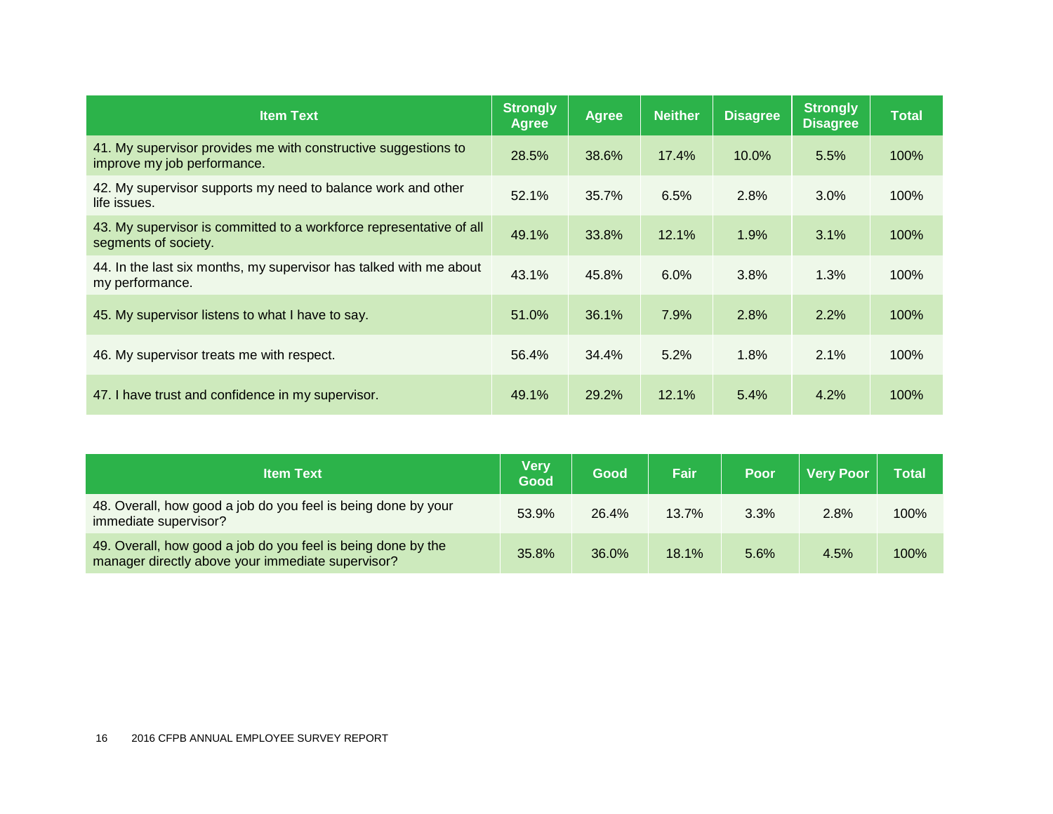| Item Text | Strongly Agree | Agree | Neither | Disagree | Strongly Disagree | Total |
|---|---|---|---|---|---|---|
| 41. My supervisor provides me with constructive suggestions to improve my job performance. | 28.5% | 38.6% | 17.4% | 10.0% | 5.5% | 100% |
| 42. My supervisor supports my need to balance work and other life issues. | 52.1% | 35.7% | 6.5% | 2.8% | 3.0% | 100% |
| 43. My supervisor is committed to a workforce representative of all segments of society. | 49.1% | 33.8% | 12.1% | 1.9% | 3.1% | 100% |
| 44. In the last six months, my supervisor has talked with me about my performance. | 43.1% | 45.8% | 6.0% | 3.8% | 1.3% | 100% |
| 45. My supervisor listens to what I have to say. | 51.0% | 36.1% | 7.9% | 2.8% | 2.2% | 100% |
| 46. My supervisor treats me with respect. | 56.4% | 34.4% | 5.2% | 1.8% | 2.1% | 100% |
| 47. I have trust and confidence in my supervisor. | 49.1% | 29.2% | 12.1% | 5.4% | 4.2% | 100% |

| Item Text | Very Good | Good | Fair | Poor | Very Poor | Total |
|---|---|---|---|---|---|---|
| 48. Overall, how good a job do you feel is being done by your immediate supervisor? | 53.9% | 26.4% | 13.7% | 3.3% | 2.8% | 100% |
| 49. Overall, how good a job do you feel is being done by the manager directly above your immediate supervisor? | 35.8% | 36.0% | 18.1% | 5.6% | 4.5% | 100% |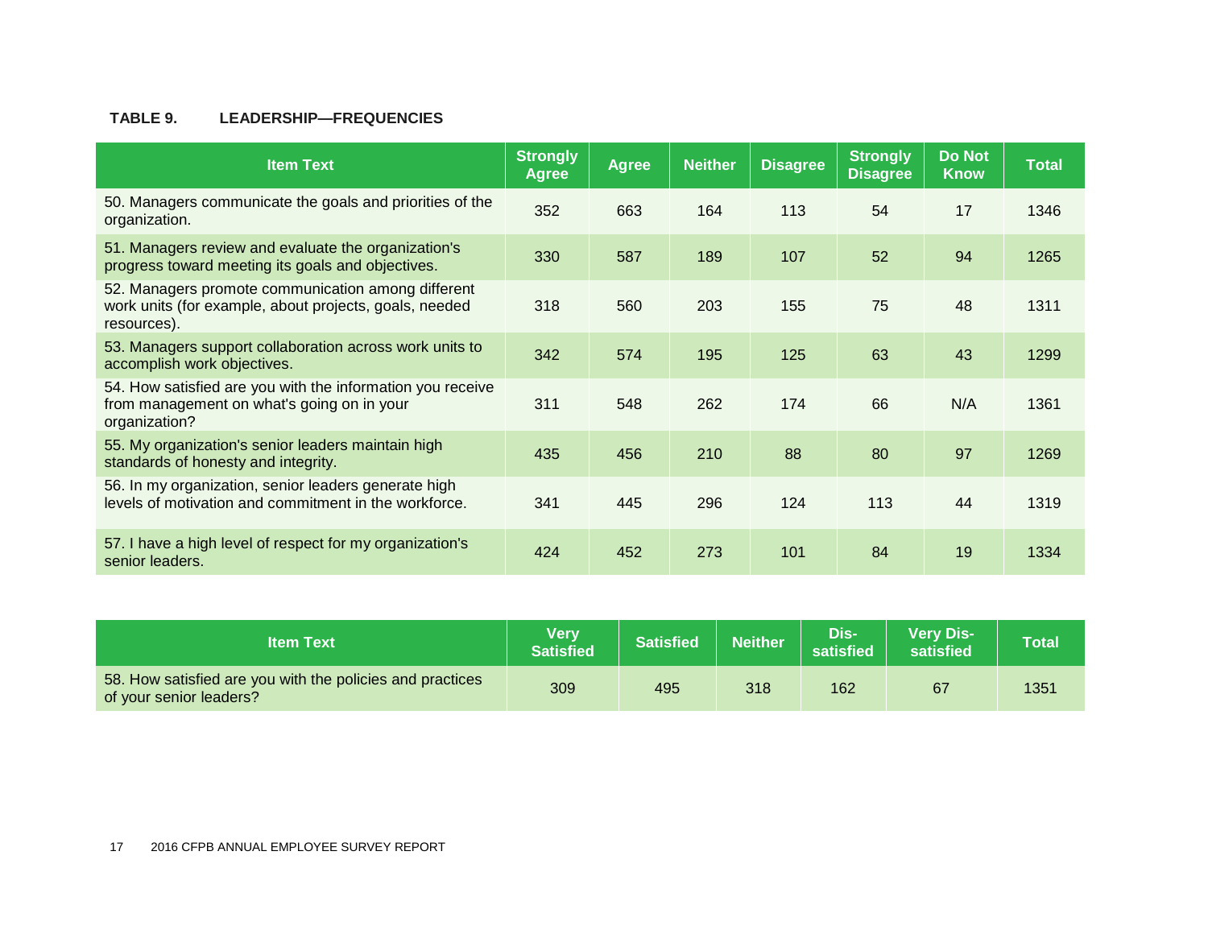**TABLE 9. LEADERSHIP—FREQUENCIES**

| Item Text | Strongly Agree | Agree | Neither | Disagree | Strongly Disagree | Do Not Know | Total |
|---|---|---|---|---|---|---|---|
| 50. Managers communicate the goals and priorities of the organization. | 352 | 663 | 164 | 113 | 54 | 17 | 1346 |
| 51. Managers review and evaluate the organization's progress toward meeting its goals and objectives. | 330 | 587 | 189 | 107 | 52 | 94 | 1265 |
| 52. Managers promote communication among different work units (for example, about projects, goals, needed resources). | 318 | 560 | 203 | 155 | 75 | 48 | 1311 |
| 53. Managers support collaboration across work units to accomplish work objectives. | 342 | 574 | 195 | 125 | 63 | 43 | 1299 |
| 54. How satisfied are you with the information you receive from management on what's going on in your organization? | 311 | 548 | 262 | 174 | 66 | N/A | 1361 |
| 55. My organization's senior leaders maintain high standards of honesty and integrity. | 435 | 456 | 210 | 88 | 80 | 97 | 1269 |
| 56. In my organization, senior leaders generate high levels of motivation and commitment in the workforce. | 341 | 445 | 296 | 124 | 113 | 44 | 1319 |
| 57. I have a high level of respect for my organization's senior leaders. | 424 | 452 | 273 | 101 | 84 | 19 | 1334 |

| Item Text | Very Satisfied | Satisfied | Neither | Dis-satisfied | Very Dis-satisfied | Total |
|---|---|---|---|---|---|---|
| 58. How satisfied are you with the policies and practices of your senior leaders? | 309 | 495 | 318 | 162 | 67 | 1351 |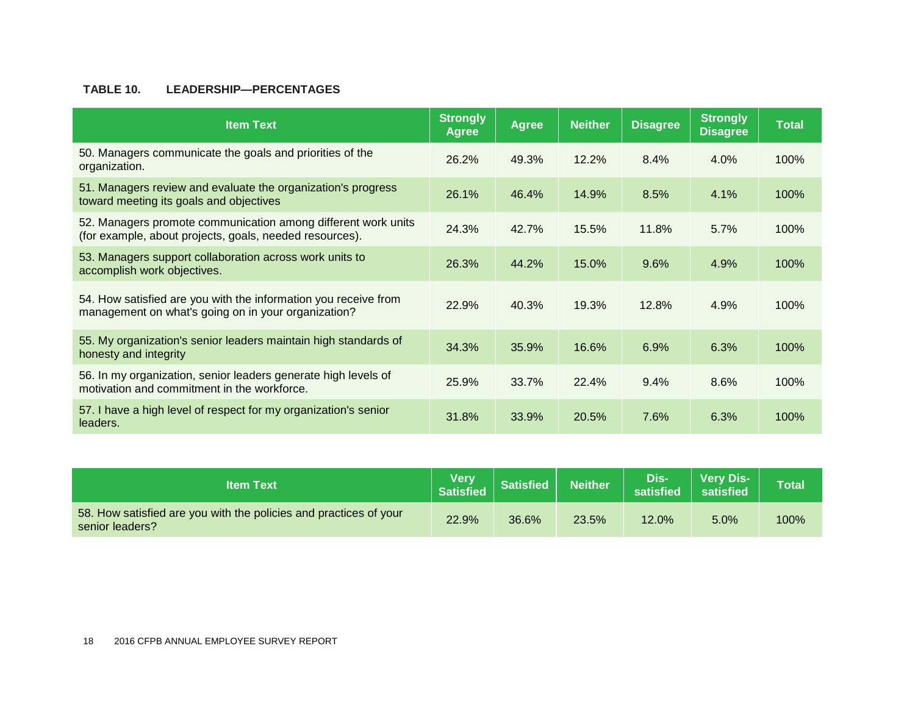**TABLE 10. LEADERSHIP—PERCENTAGES**

| Item Text | Strongly Agree | Agree | Neither | Disagree | Strongly Disagree | Total |
|---|---|---|---|---|---|---|
| 50. Managers communicate the goals and priorities of the organization. | 26.2% | 49.3% | 12.2% | 8.4% | 4.0% | 100% |
| 51. Managers review and evaluate the organization's progress toward meeting its goals and objectives | 26.1% | 46.4% | 14.9% | 8.5% | 4.1% | 100% |
| 52. Managers promote communication among different work units (for example, about projects, goals, needed resources). | 24.3% | 42.7% | 15.5% | 11.8% | 5.7% | 100% |
| 53. Managers support collaboration across work units to accomplish work objectives. | 26.3% | 44.2% | 15.0% | 9.6% | 4.9% | 100% |
| 54. How satisfied are you with the information you receive from management on what's going on in your organization? | 22.9% | 40.3% | 19.3% | 12.8% | 4.9% | 100% |
| 55. My organization's senior leaders maintain high standards of honesty and integrity | 34.3% | 35.9% | 16.6% | 6.9% | 6.3% | 100% |
| 56. In my organization, senior leaders generate high levels of motivation and commitment in the workforce. | 25.9% | 33.7% | 22.4% | 9.4% | 8.6% | 100% |
| 57. I have a high level of respect for my organization's senior leaders. | 31.8% | 33.9% | 20.5% | 7.6% | 6.3% | 100% |

| Item Text | Very Satisfied | Satisfied | Neither | Dis-satisfied | Very Dis-satisfied | Total |
|---|---|---|---|---|---|---|
| 58. How satisfied are you with the policies and practices of your senior leaders? | 22.9% | 36.6% | 23.5% | 12.0% | 5.0% | 100% |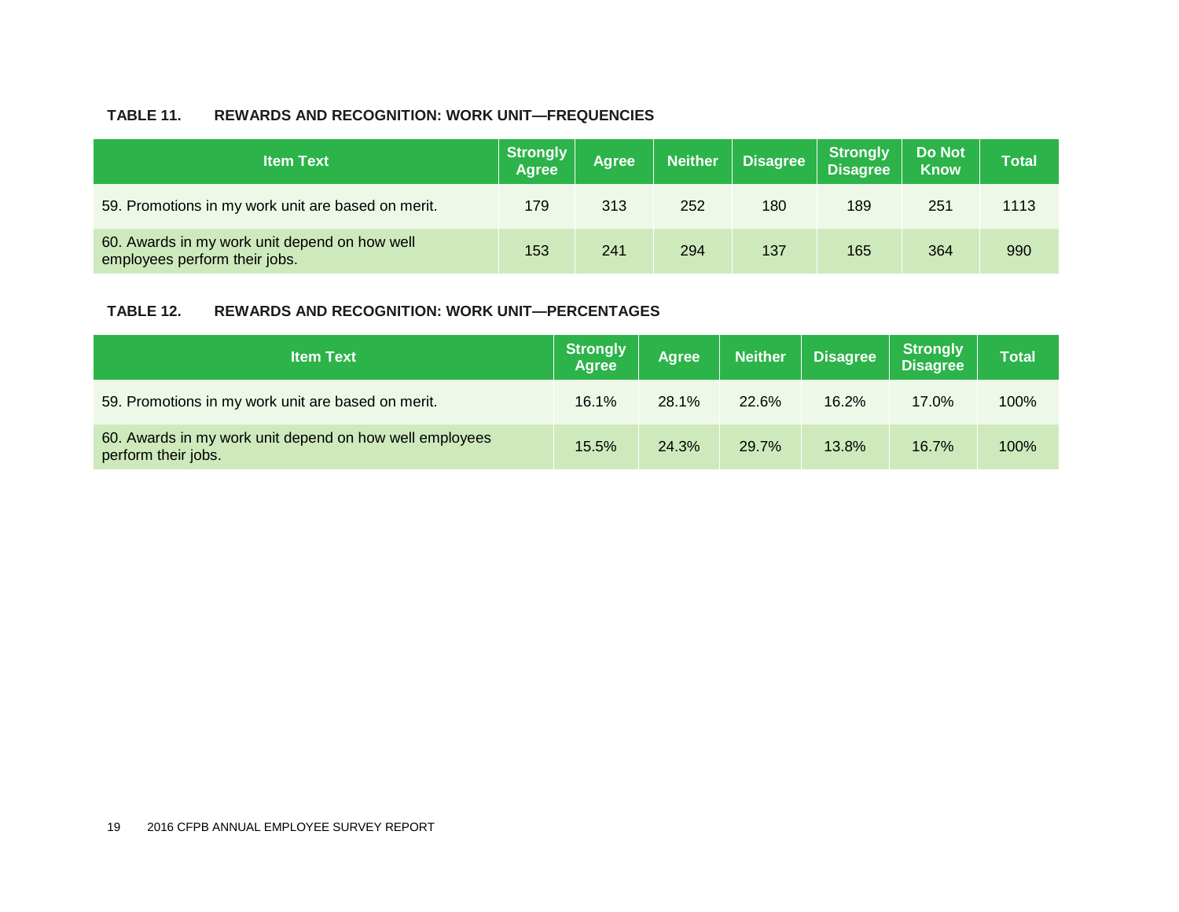**TABLE 11. REWARDS AND RECOGNITION: WORK UNIT—FREQUENCIES**

| Item Text | Strongly Agree | Agree | Neither | Disagree | Strongly Disagree | Do Not Know | Total |
|---|---|---|---|---|---|---|---|
| 59. Promotions in my work unit are based on merit. | 179 | 313 | 252 | 180 | 189 | 251 | 1113 |
| 60. Awards in my work unit depend on how well employees perform their jobs. | 153 | 241 | 294 | 137 | 165 | 364 | 990 |

**TABLE 12. REWARDS AND RECOGNITION: WORK UNIT—PERCENTAGES**

| Item Text | Strongly Agree | Agree | Neither | Disagree | Strongly Disagree | Total |
|---|---|---|---|---|---|---|
| 59. Promotions in my work unit are based on merit. | 16.1% | 28.1% | 22.6% | 16.2% | 17.0% | 100% |
| 60. Awards in my work unit depend on how well employees perform their jobs. | 15.5% | 24.3% | 29.7% | 13.8% | 16.7% | 100% |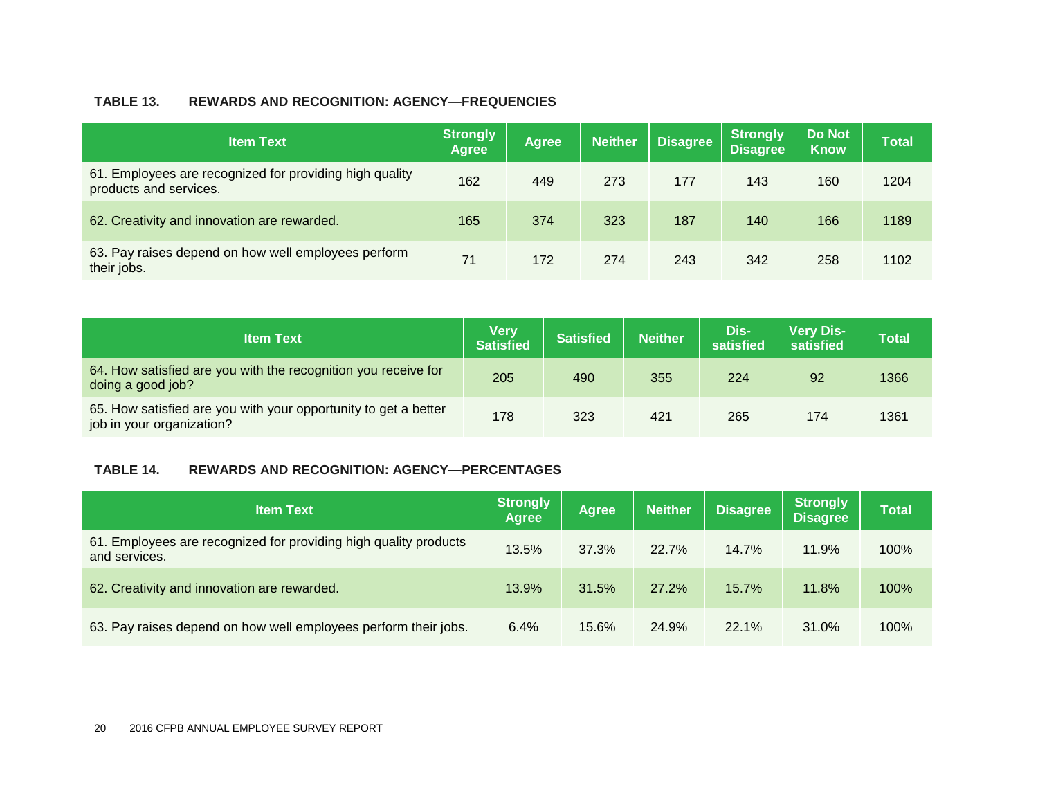**TABLE 13. REWARDS AND RECOGNITION: AGENCY—FREQUENCIES**

| Item Text | Strongly Agree | Agree | Neither | Disagree | Strongly Disagree | Do Not Know | Total |
|---|---|---|---|---|---|---|---|
| 61. Employees are recognized for providing high quality products and services. | 162 | 449 | 273 | 177 | 143 | 160 | 1204 |
| 62. Creativity and innovation are rewarded. | 165 | 374 | 323 | 187 | 140 | 166 | 1189 |
| 63. Pay raises depend on how well employees perform their jobs. | 71 | 172 | 274 | 243 | 342 | 258 | 1102 |

| Item Text | Very Satisfied | Satisfied | Neither | Dis-satisfied | Very Dis-satisfied | Total |
|---|---|---|---|---|---|---|
| 64. How satisfied are you with the recognition you receive for doing a good job? | 205 | 490 | 355 | 224 | 92 | 1366 |
| 65. How satisfied are you with your opportunity to get a better job in your organization? | 178 | 323 | 421 | 265 | 174 | 1361 |

**TABLE 14. REWARDS AND RECOGNITION: AGENCY—PERCENTAGES**

| Item Text | Strongly Agree | Agree | Neither | Disagree | Strongly Disagree | Total |
|---|---|---|---|---|---|---|
| 61. Employees are recognized for providing high quality products and services. | 13.5% | 37.3% | 22.7% | 14.7% | 11.9% | 100% |
| 62. Creativity and innovation are rewarded. | 13.9% | 31.5% | 27.2% | 15.7% | 11.8% | 100% |
| 63. Pay raises depend on how well employees perform their jobs. | 6.4% | 15.6% | 24.9% | 22.1% | 31.0% | 100% |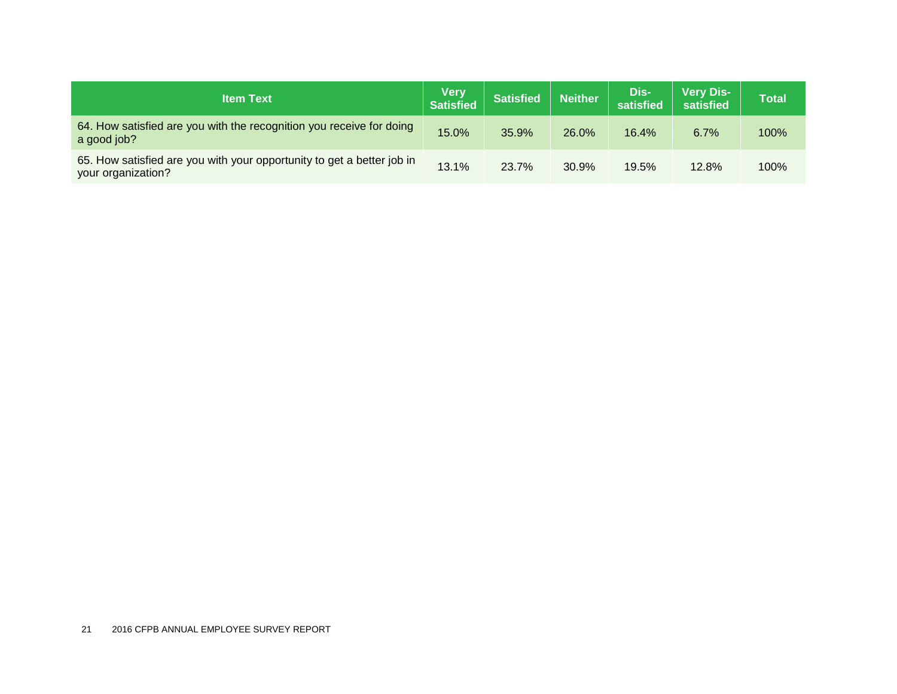| Item Text | Very Satisfied | Satisfied | Neither | Dis-satisfied | Very Dis-satisfied | Total |
|---|---|---|---|---|---|---|
| 64. How satisfied are you with the recognition you receive for doing a good job? | 15.0% | 35.9% | 26.0% | 16.4% | 6.7% | 100% |
| 65. How satisfied are you with your opportunity to get a better job in your organization? | 13.1% | 23.7% | 30.9% | 19.5% | 12.8% | 100% |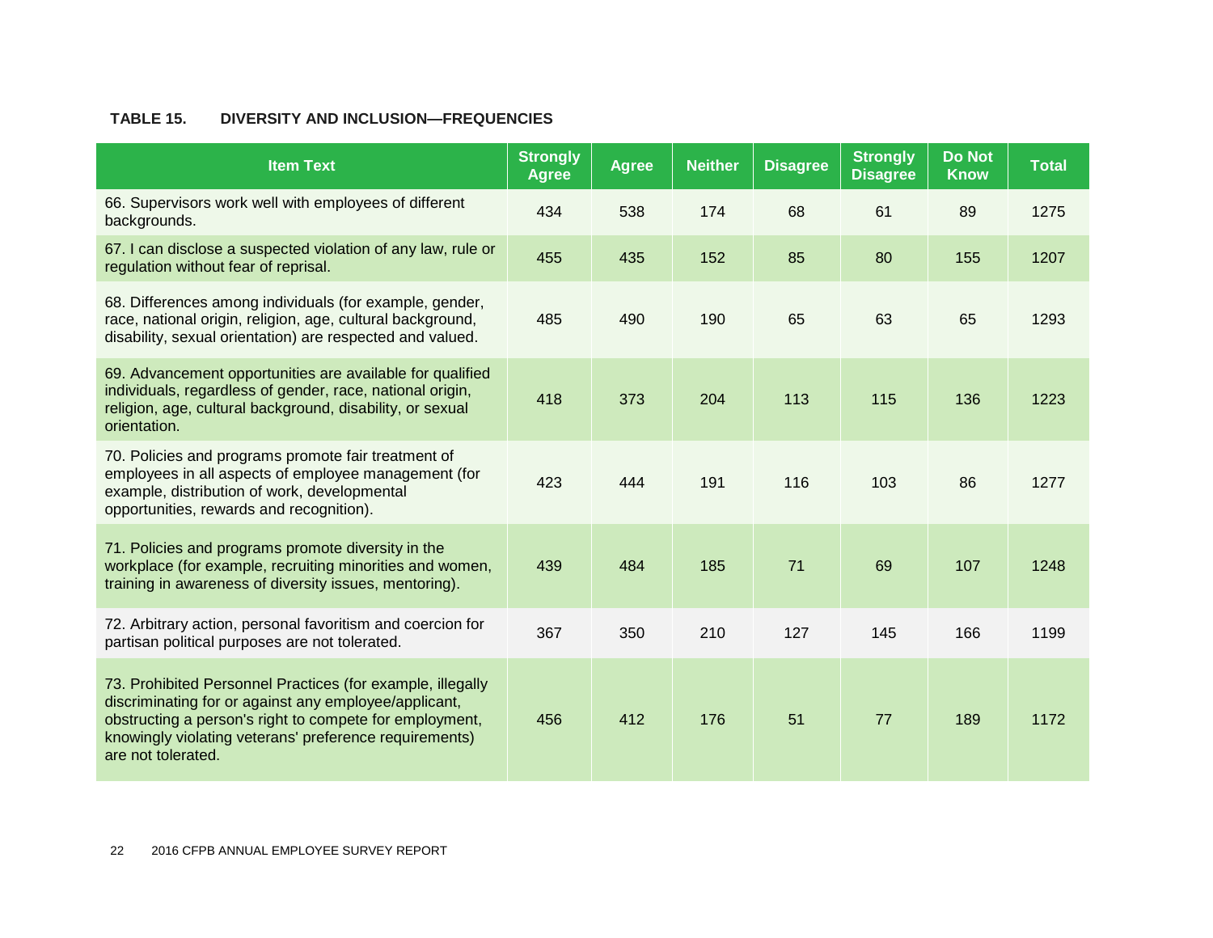### TABLE 15. DIVERSITY AND INCLUSION—FREQUENCIES

| Item Text | Strongly Agree | Agree | Neither | Disagree | Strongly Disagree | Do Not Know | Total |
|---|---|---|---|---|---|---|---|
| 66. Supervisors work well with employees of different backgrounds. | 434 | 538 | 174 | 68 | 61 | 89 | 1275 |
| 67. I can disclose a suspected violation of any law, rule or regulation without fear of reprisal. | 455 | 435 | 152 | 85 | 80 | 155 | 1207 |
| 68. Differences among individuals (for example, gender, race, national origin, religion, age, cultural background, disability, sexual orientation) are respected and valued. | 485 | 490 | 190 | 65 | 63 | 65 | 1293 |
| 69. Advancement opportunities are available for qualified individuals, regardless of gender, race, national origin, religion, age, cultural background, disability, or sexual orientation. | 418 | 373 | 204 | 113 | 115 | 136 | 1223 |
| 70. Policies and programs promote fair treatment of employees in all aspects of employee management (for example, distribution of work, developmental opportunities, rewards and recognition). | 423 | 444 | 191 | 116 | 103 | 86 | 1277 |
| 71. Policies and programs promote diversity in the workplace (for example, recruiting minorities and women, training in awareness of diversity issues, mentoring). | 439 | 484 | 185 | 71 | 69 | 107 | 1248 |
| 72. Arbitrary action, personal favoritism and coercion for partisan political purposes are not tolerated. | 367 | 350 | 210 | 127 | 145 | 166 | 1199 |
| 73. Prohibited Personnel Practices (for example, illegally discriminating for or against any employee/applicant, obstructing a person's right to compete for employment, knowingly violating veterans' preference requirements) are not tolerated. | 456 | 412 | 176 | 51 | 77 | 189 | 1172 |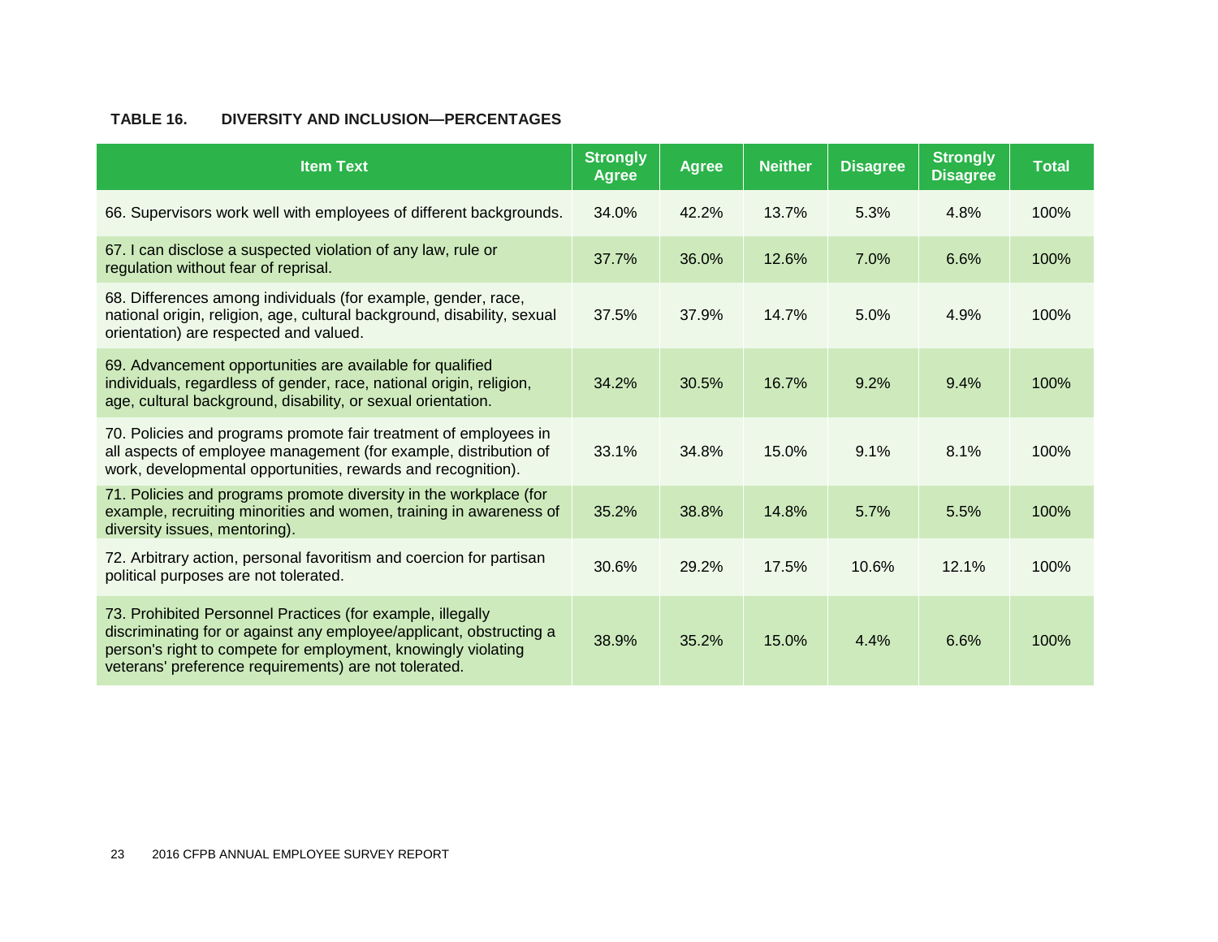**TABLE 16. DIVERSITY AND INCLUSION—PERCENTAGES**

| Item Text | Strongly Agree | Agree | Neither | Disagree | Strongly Disagree | Total |
|---|---|---|---|---|---|---|
| 66. Supervisors work well with employees of different backgrounds. | 34.0% | 42.2% | 13.7% | 5.3% | 4.8% | 100% |
| 67. I can disclose a suspected violation of any law, rule or regulation without fear of reprisal. | 37.7% | 36.0% | 12.6% | 7.0% | 6.6% | 100% |
| 68. Differences among individuals (for example, gender, race, national origin, religion, age, cultural background, disability, sexual orientation) are respected and valued. | 37.5% | 37.9% | 14.7% | 5.0% | 4.9% | 100% |
| 69. Advancement opportunities are available for qualified individuals, regardless of gender, race, national origin, religion, age, cultural background, disability, or sexual orientation. | 34.2% | 30.5% | 16.7% | 9.2% | 9.4% | 100% |
| 70. Policies and programs promote fair treatment of employees in all aspects of employee management (for example, distribution of work, developmental opportunities, rewards and recognition). | 33.1% | 34.8% | 15.0% | 9.1% | 8.1% | 100% |
| 71. Policies and programs promote diversity in the workplace (for example, recruiting minorities and women, training in awareness of diversity issues, mentoring). | 35.2% | 38.8% | 14.8% | 5.7% | 5.5% | 100% |
| 72. Arbitrary action, personal favoritism and coercion for partisan political purposes are not tolerated. | 30.6% | 29.2% | 17.5% | 10.6% | 12.1% | 100% |
| 73. Prohibited Personnel Practices (for example, illegally discriminating for or against any employee/applicant, obstructing a person's right to compete for employment, knowingly violating veterans' preference requirements) are not tolerated. | 38.9% | 35.2% | 15.0% | 4.4% | 6.6% | 100% |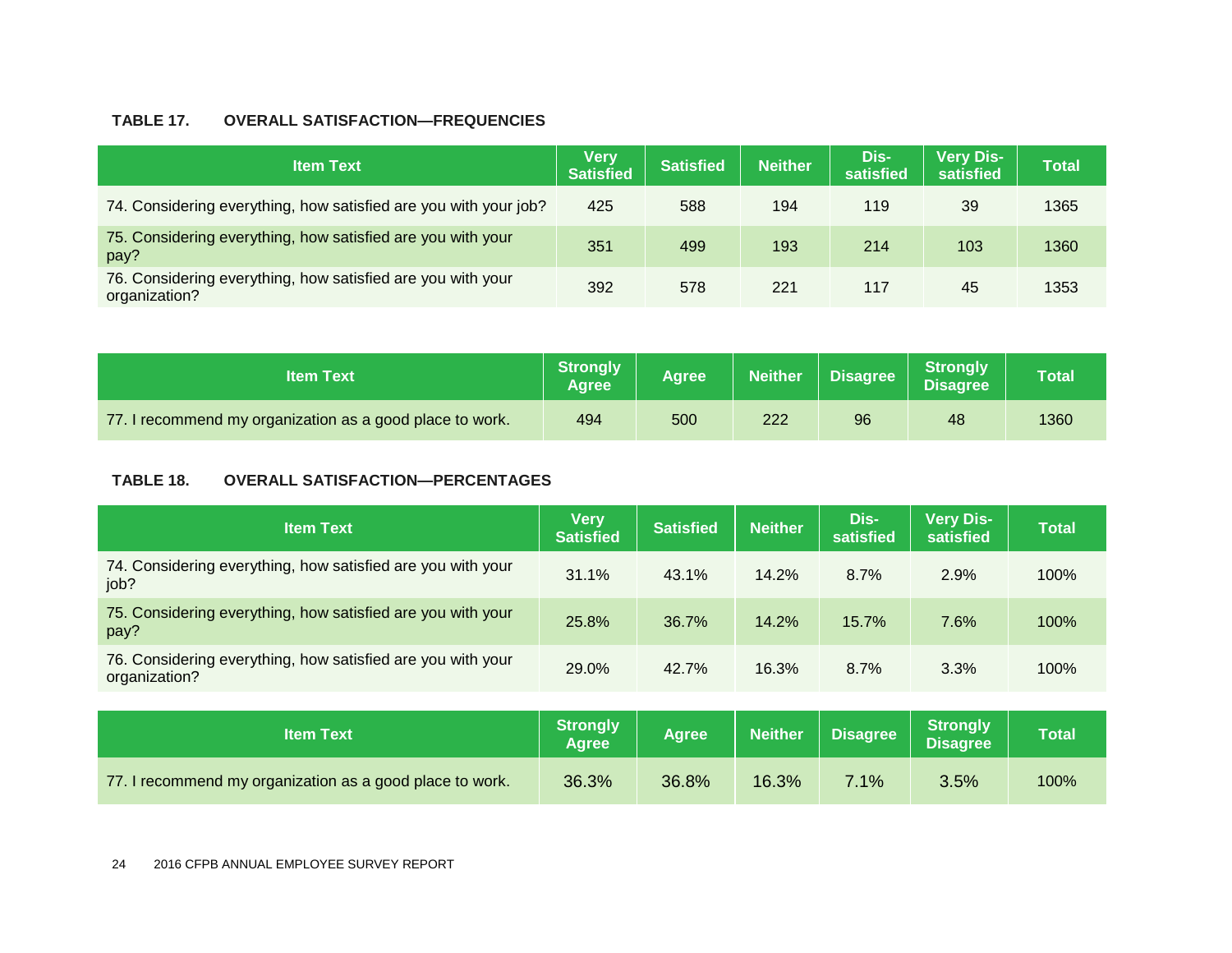**TABLE 17. OVERALL SATISFACTION—FREQUENCIES**

| Item Text | Very Satisfied | Satisfied | Neither | Dis-satisfied | Very Dis-satisfied | Total |
|---|---|---|---|---|---|---|
| 74. Considering everything, how satisfied are you with your job? | 425 | 588 | 194 | 119 | 39 | 1365 |
| 75. Considering everything, how satisfied are you with your pay? | 351 | 499 | 193 | 214 | 103 | 1360 |
| 76. Considering everything, how satisfied are you with your organization? | 392 | 578 | 221 | 117 | 45 | 1353 |

| Item Text | Strongly Agree | Agree | Neither | Disagree | Strongly Disagree | Total |
|---|---|---|---|---|---|---|
| 77. I recommend my organization as a good place to work. | 494 | 500 | 222 | 96 | 48 | 1360 |

**TABLE 18. OVERALL SATISFACTION—PERCENTAGES**

| Item Text | Very Satisfied | Satisfied | Neither | Dis-satisfied | Very Dis-satisfied | Total |
|---|---|---|---|---|---|---|
| 74. Considering everything, how satisfied are you with your job? | 31.1% | 43.1% | 14.2% | 8.7% | 2.9% | 100% |
| 75. Considering everything, how satisfied are you with your pay? | 25.8% | 36.7% | 14.2% | 15.7% | 7.6% | 100% |
| 76. Considering everything, how satisfied are you with your organization? | 29.0% | 42.7% | 16.3% | 8.7% | 3.3% | 100% |

| Item Text | Strongly Agree | Agree | Neither | Disagree | Strongly Disagree | Total |
|---|---|---|---|---|---|---|
| 77. I recommend my organization as a good place to work. | 36.3% | 36.8% | 16.3% | 7.1% | 3.5% | 100% |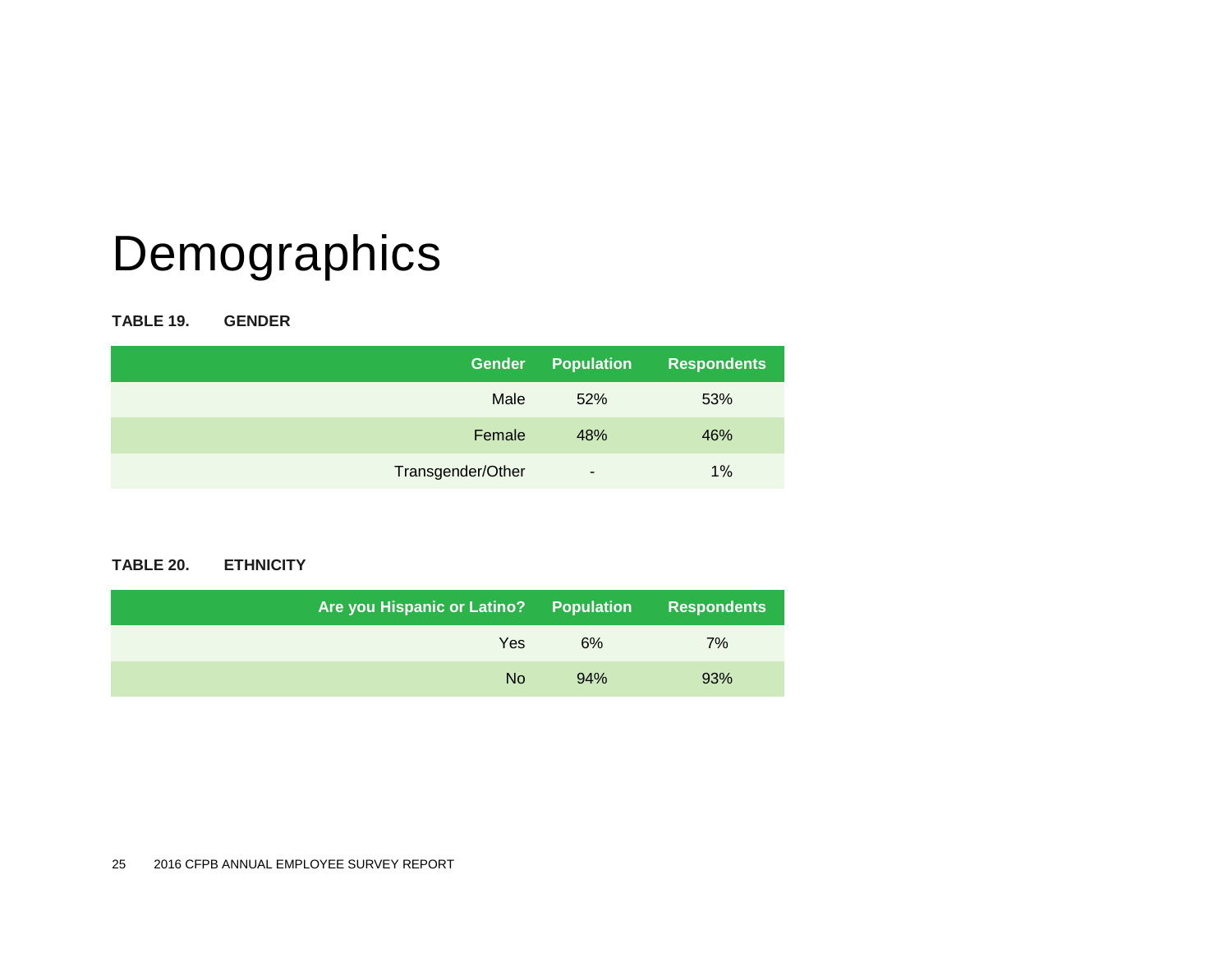# Demographics

**TABLE 19. GENDER**

| Gender | Population | Respondents |
|---|---|---|
| Male | 52% | 53% |
| Female | 48% | 46% |
| Transgender/Other | - | 1% |

**TABLE 20. ETHNICITY**

| Are you Hispanic or Latino? | Population | Respondents |
|---|---|---|
| Yes | 6% | 7% |
| No | 94% | 93% |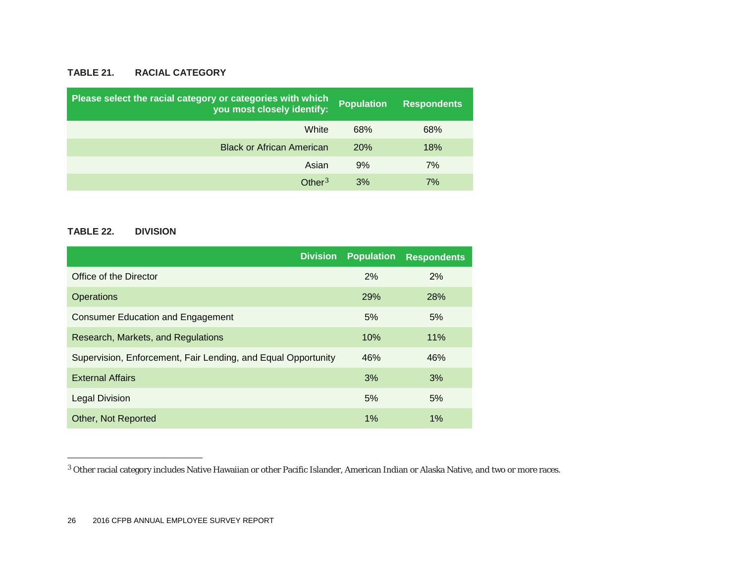**TABLE 21. RACIAL CATEGORY**

| Please select the racial category or categories with which you most closely identify: | Population | Respondents |
|---|---|---|
| White | 68% | 68% |
| Black or African American | 20% | 18% |
| Asian | 9% | 7% |
| Other[3] | 3% | 7% |

**TABLE 22. DIVISION**

| Division | Population | Respondents |
|---|---|---|
| Office of the Director | 2% | 2% |
| Operations | 29% | 28% |
| Consumer Education and Engagement | 5% | 5% |
| Research, Markets, and Regulations | 10% | 11% |
| Supervision, Enforcement, Fair Lending, and Equal Opportunity | 46% | 46% |
| External Affairs | 3% | 3% |
| Legal Division | 5% | 5% |
| Other, Not Reported | 1% | 1% |

[3] Other racial category includes Native Hawaiian or other Pacific Islander, American Indian or Alaska Native, and two or more races.